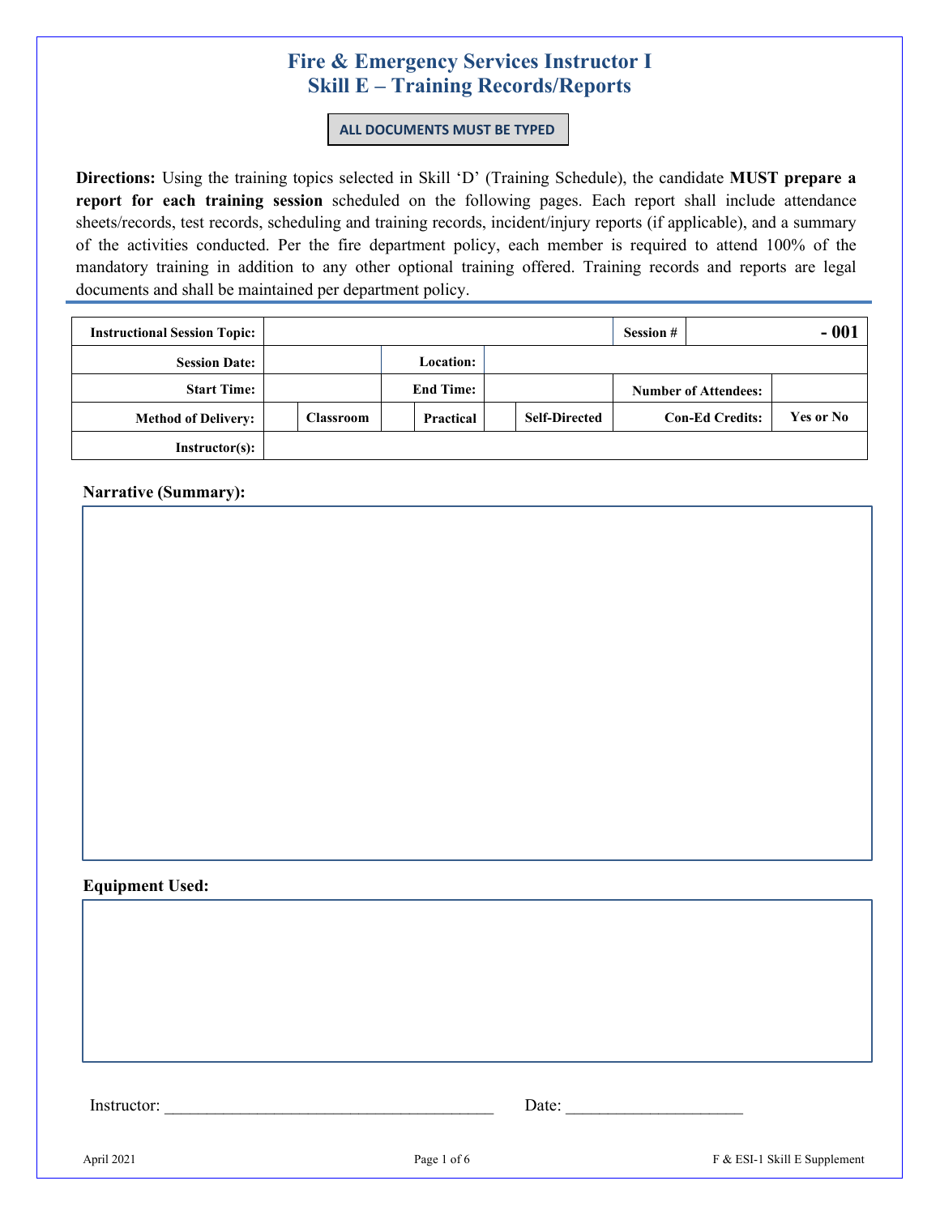# Fire & Emergency Services Instructor I
## Skill E – Training Records/Reports

**ALL DOCUMENTS MUST BE TYPED**

**Directions:** Using the training topics selected in Skill 'D' (Training Schedule), the candidate **MUST prepare a report for each training session** scheduled on the following pages. Each report shall include attendance sheets/records, test records, scheduling and training records, incident/injury reports (if applicable), and a summary of the activities conducted. Per the fire department policy, each member is required to attend 100% of the mandatory training in addition to any other optional training offered. Training records and reports are legal documents and shall be maintained per department policy.

| | | | | | | | |
|---|---|---|---|---|---|---|---|
| **Instructional Session Topic:** | | | | | **Session #** | | **- 001** |
| **Session Date:** | | **Location:** | | | | | |
| **Start Time:** | | **End Time:** | | | **Number of Attendees:** | | |
| **Method of Delivery:** | | **Classroom** | | **Practical** | | **Self-Directed** | **Con-Ed Credits:** | **Yes or No** |
| **Instructor(s):** | | | | | | | |

**Narrative (Summary):**

**Equipment Used:**

Instructor: ______________________________________ Date: ____________________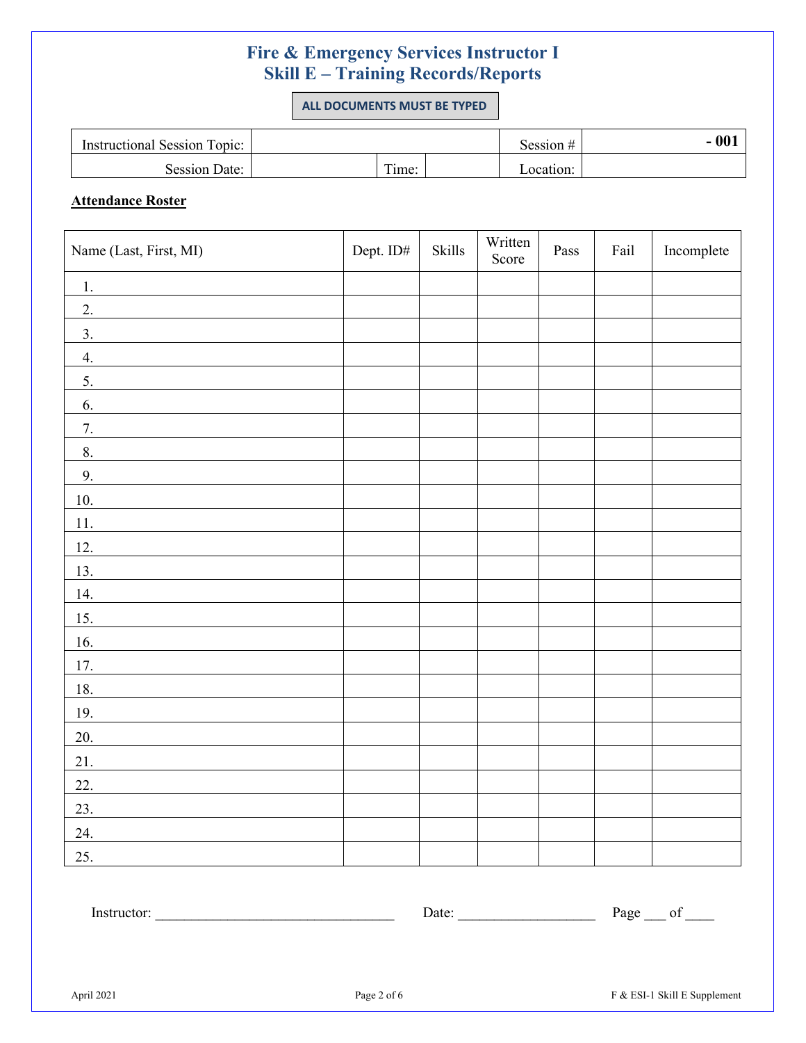# Fire & Emergency Services Instructor I
## Skill E – Training Records/Reports

**ALL DOCUMENTS MUST BE TYPED**

| Instructional Session Topic: | | | | Session # | **- 001** |
|---|---|---|---|---|---|
| Session Date: | | Time: | | Location: | |

**Attendance Roster**

| Name (Last, First, MI) | Dept. ID# | Skills | Written Score | Pass | Fail | Incomplete |
|---|---|---|---|---|---|---|
| 1. | | | | | | |
| 2. | | | | | | |
| 3. | | | | | | |
| 4. | | | | | | |
| 5. | | | | | | |
| 6. | | | | | | |
| 7. | | | | | | |
| 8. | | | | | | |
| 9. | | | | | | |
| 10. | | | | | | |
| 11. | | | | | | |
| 12. | | | | | | |
| 13. | | | | | | |
| 14. | | | | | | |
| 15. | | | | | | |
| 16. | | | | | | |
| 17. | | | | | | |
| 18. | | | | | | |
| 19. | | | | | | |
| 20. | | | | | | |
| 21. | | | | | | |
| 22. | | | | | | |
| 23. | | | | | | |
| 24. | | | | | | |
| 25. | | | | | | |

Instructor: ________________________________ Date: __________________ Page ___ of ____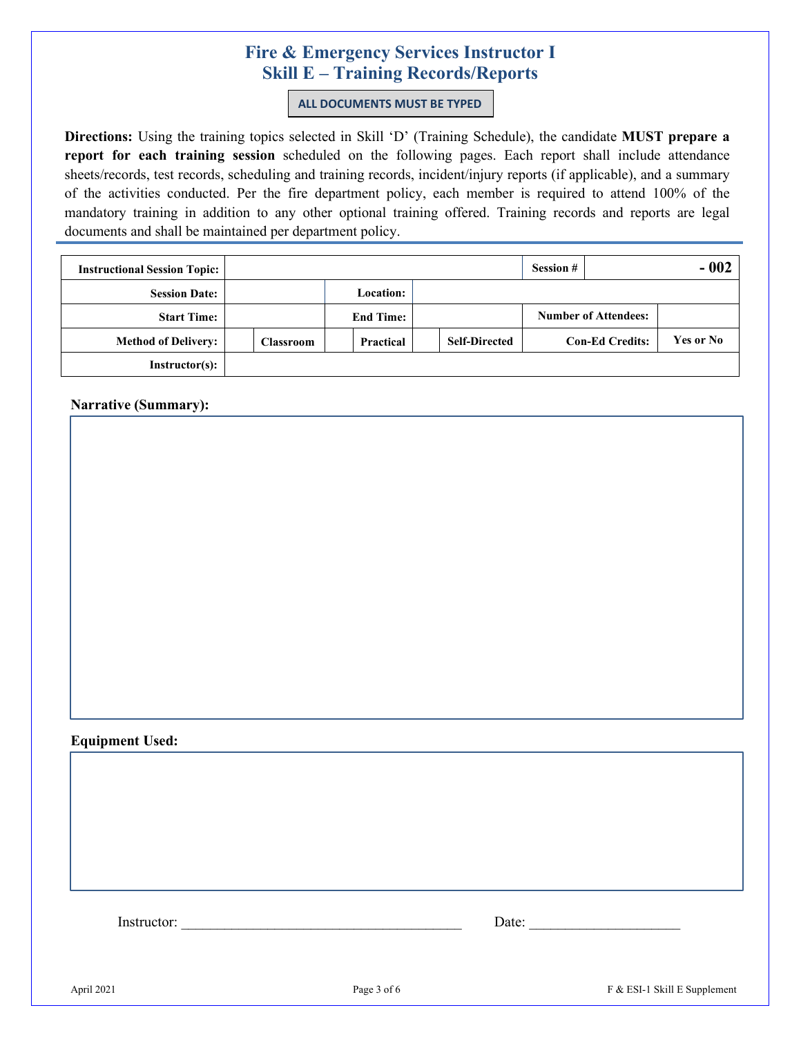# Fire & Emergency Services Instructor I
## Skill E – Training Records/Reports

**ALL DOCUMENTS MUST BE TYPED**

**Directions:** Using the training topics selected in Skill 'D' (Training Schedule), the candidate **MUST prepare a report for each training session** scheduled on the following pages. Each report shall include attendance sheets/records, test records, scheduling and training records, incident/injury reports (if applicable), and a summary of the activities conducted. Per the fire department policy, each member is required to attend 100% of the mandatory training in addition to any other optional training offered. Training records and reports are legal documents and shall be maintained per department policy.

| **Instructional Session Topic:** | | | | | | | **Session #** | **- 002** |
|---|---|---|---|---|---|---|---|---|
| **Session Date:** | | | **Location:** | | | | | |
| **Start Time:** | | | **End Time:** | | | | **Number of Attendees:** | |
| **Method of Delivery:** | | **Classroom** | | **Practical** | | **Self-Directed** | **Con-Ed Credits:** | **Yes or No** |
| **Instructor(s):** | | | | | | | | |

**Narrative (Summary):**

**Equipment Used:**

Instructor: _______________________________________ Date: ____________________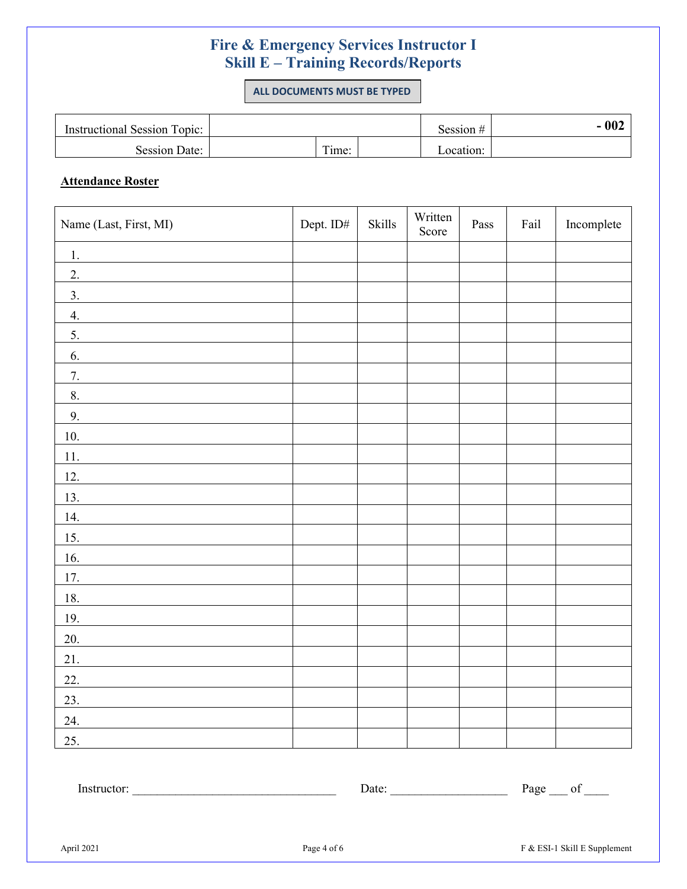# Fire & Emergency Services Instructor I
## Skill E – Training Records/Reports

**ALL DOCUMENTS MUST BE TYPED**

| Instructional Session Topic: | | | Session # | **- 002** |
|---|---|---|---|---|
| Session Date: | | Time: | Location: | |

**Attendance Roster**

| Name (Last, First, MI) | Dept. ID# | Skills | Written Score | Pass | Fail | Incomplete |
|---|---|---|---|---|---|---|
| 1. | | | | | | |
| 2. | | | | | | |
| 3. | | | | | | |
| 4. | | | | | | |
| 5. | | | | | | |
| 6. | | | | | | |
| 7. | | | | | | |
| 8. | | | | | | |
| 9. | | | | | | |
| 10. | | | | | | |
| 11. | | | | | | |
| 12. | | | | | | |
| 13. | | | | | | |
| 14. | | | | | | |
| 15. | | | | | | |
| 16. | | | | | | |
| 17. | | | | | | |
| 18. | | | | | | |
| 19. | | | | | | |
| 20. | | | | | | |
| 21. | | | | | | |
| 22. | | | | | | |
| 23. | | | | | | |
| 24. | | | | | | |
| 25. | | | | | | |

Instructor: ________________________________ Date: __________________ Page ___ of ____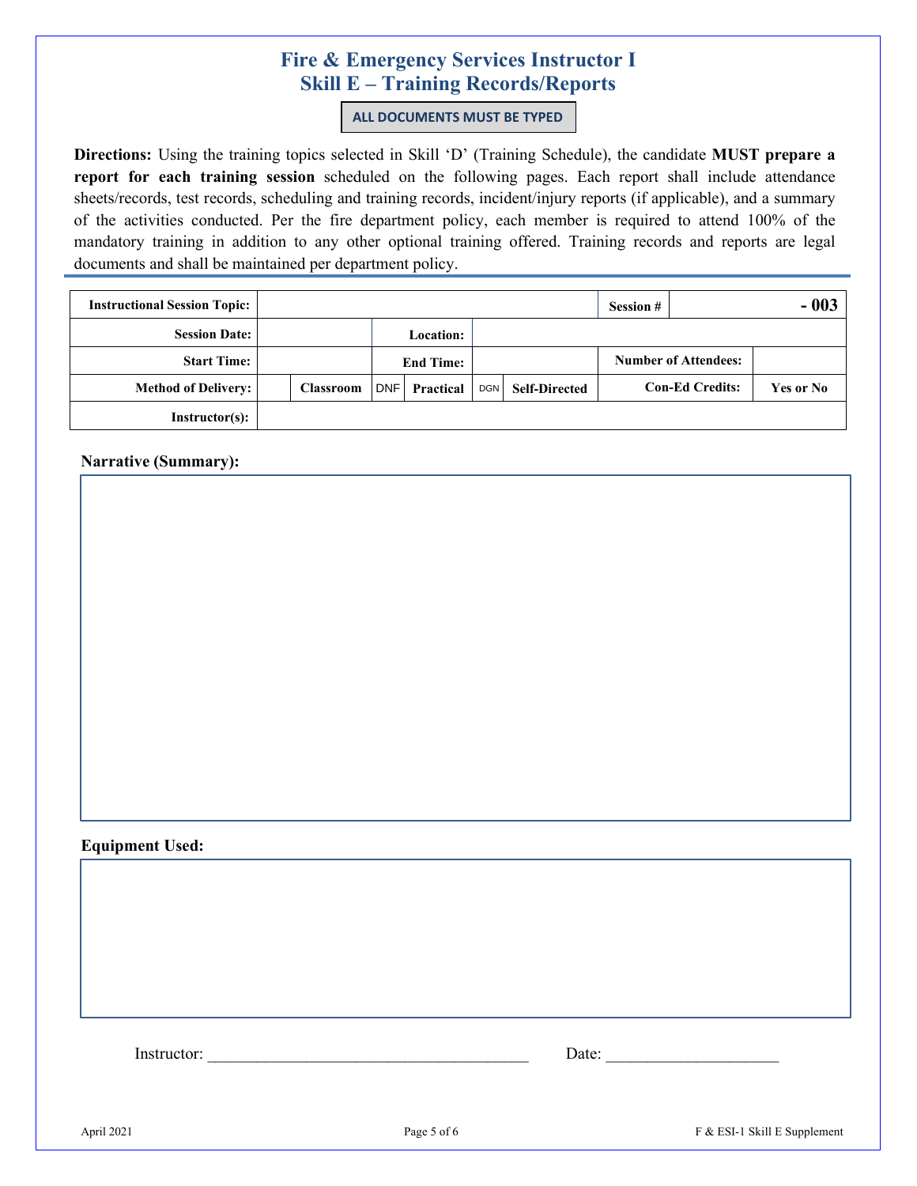# Fire & Emergency Services Instructor I
## Skill E – Training Records/Reports

**ALL DOCUMENTS MUST BE TYPED**

**Directions:** Using the training topics selected in Skill 'D' (Training Schedule), the candidate **MUST prepare a report for each training session** scheduled on the following pages. Each report shall include attendance sheets/records, test records, scheduling and training records, incident/injury reports (if applicable), and a summary of the activities conducted. Per the fire department policy, each member is required to attend 100% of the mandatory training in addition to any other optional training offered. Training records and reports are legal documents and shall be maintained per department policy.

| **Instructional Session Topic:** | | | | | | **Session #** | **- 003** |
|---|---|---|---|---|---|---|---|
| **Session Date:** | | **Location:** | | | | | |
| **Start Time:** | | **End Time:** | | | | **Number of Attendees:** | |
| **Method of Delivery:** | | **Classroom** | DNF | **Practical** | DGN | **Self-Directed** | **Con-Ed Credits:** **Yes or No** |
| **Instructor(s):** | | | | | | | |

**Narrative (Summary):**

**Equipment Used:**

Instructor: ______________________________________ Date: ____________________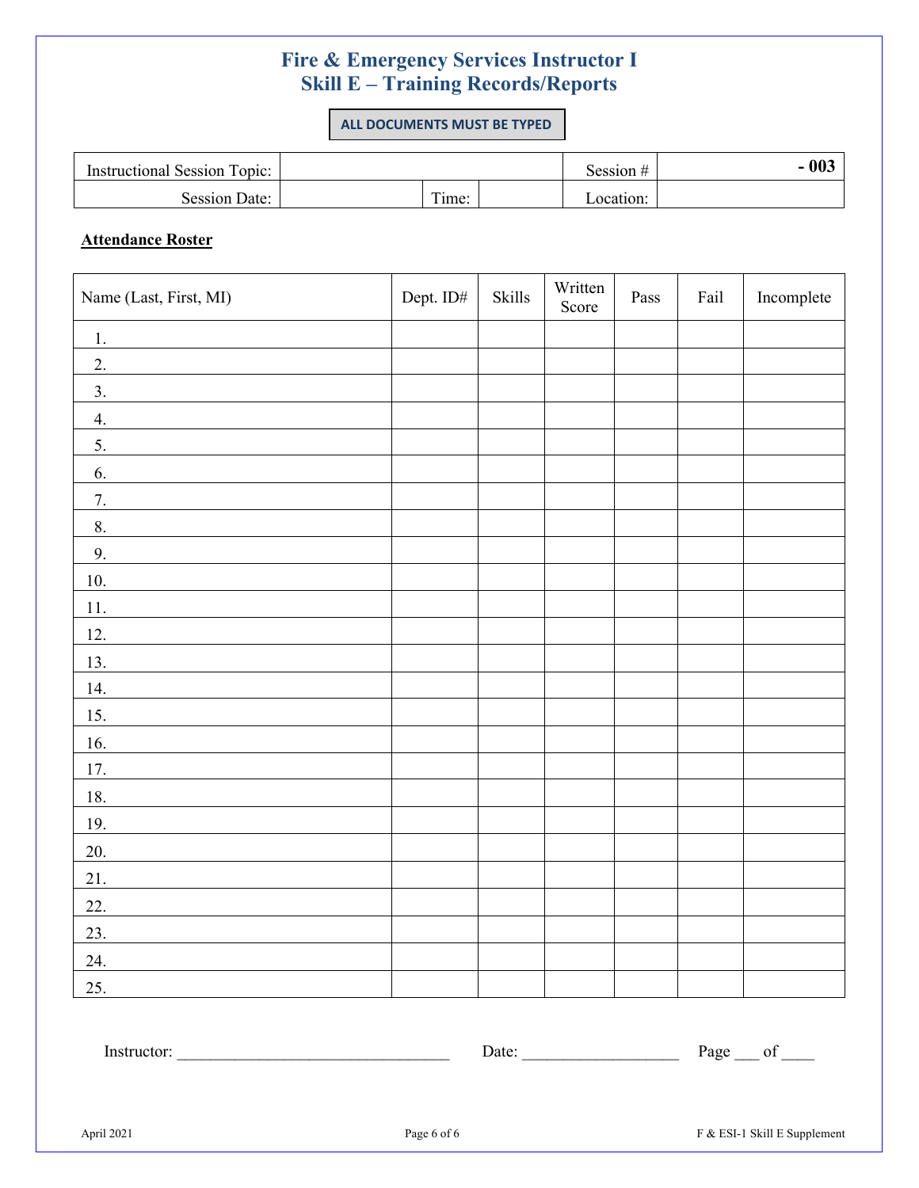# Fire & Emergency Services Instructor I
## Skill E – Training Records/Reports

**ALL DOCUMENTS MUST BE TYPED**

| | | | | | |
|---|---|---|---|---|---|
| Instructional Session Topic: | | | | Session # | **- 003** |
| Session Date: | | Time: | | Location: | |

**Attendance Roster**

| Name (Last, First, MI) | Dept. ID# | Skills | Written Score | Pass | Fail | Incomplete |
|---|---|---|---|---|---|---|
| 1. | | | | | | |
| 2. | | | | | | |
| 3. | | | | | | |
| 4. | | | | | | |
| 5. | | | | | | |
| 6. | | | | | | |
| 7. | | | | | | |
| 8. | | | | | | |
| 9. | | | | | | |
| 10. | | | | | | |
| 11. | | | | | | |
| 12. | | | | | | |
| 13. | | | | | | |
| 14. | | | | | | |
| 15. | | | | | | |
| 16. | | | | | | |
| 17. | | | | | | |
| 18. | | | | | | |
| 19. | | | | | | |
| 20. | | | | | | |
| 21. | | | | | | |
| 22. | | | | | | |
| 23. | | | | | | |
| 24. | | | | | | |
| 25. | | | | | | |

Instructor: _________________________________ Date: ___________________ Page ___ of ____